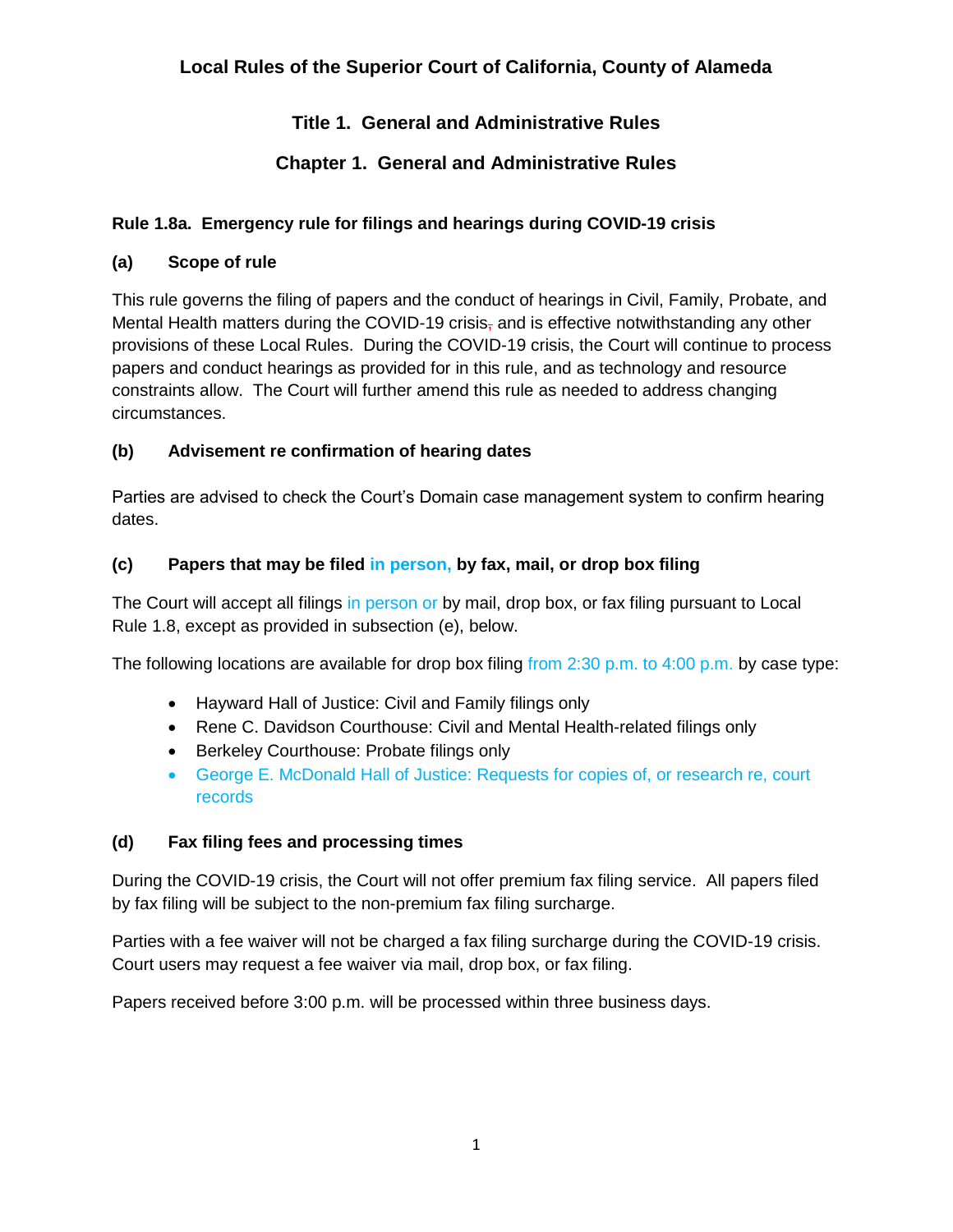# Local Rules of the Superior Court of California, County of Alameda

## Title 1. General and Administrative Rules

## Chapter 1. General and Administrative Rules

### Rule 1.8a. Emergency rule for filings and hearings during COVID-19 crisis

#### (a) Scope of rule

This rule governs the filing of papers and the conduct of hearings in Civil, Family, Probate, and Mental Health matters during the COVID-19 crisis, and is effective notwithstanding any other provisions of these Local Rules. During the COVID-19 crisis, the Court will continue to process papers and conduct hearings as provided for in this rule, and as technology and resource constraints allow. The Court will further amend this rule as needed to address changing circumstances.

#### (b) Advisement re confirmation of hearing dates

Parties are advised to check the Court's Domain case management system to confirm hearing dates.

#### (c) Papers that may be filed in person, by fax, mail, or drop box filing

The Court will accept all filings in person or by mail, drop box, or fax filing pursuant to Local Rule 1.8, except as provided in subsection (e), below.

The following locations are available for drop box filing from 2:30 p.m. to 4:00 p.m. by case type:

- Hayward Hall of Justice: Civil and Family filings only
- Rene C. Davidson Courthouse: Civil and Mental Health-related filings only
- Berkeley Courthouse: Probate filings only
- George E. McDonald Hall of Justice: Requests for copies of, or research re, court records

#### (d) Fax filing fees and processing times

During the COVID-19 crisis, the Court will not offer premium fax filing service. All papers filed by fax filing will be subject to the non-premium fax filing surcharge.

Parties with a fee waiver will not be charged a fax filing surcharge during the COVID-19 crisis. Court users may request a fee waiver via mail, drop box, or fax filing.

Papers received before 3:00 p.m. will be processed within three business days.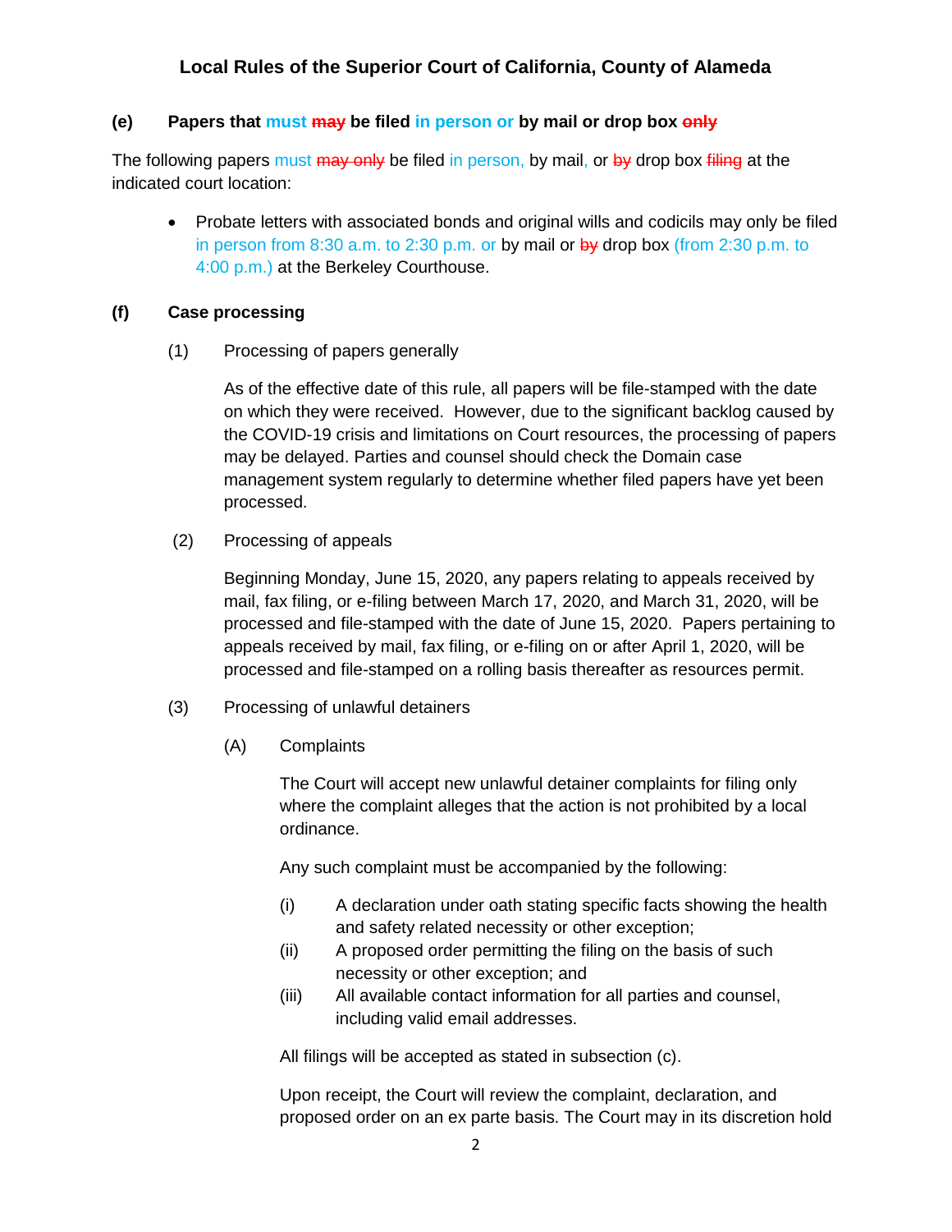**(e) Papers that must ~~may~~ be filed in person or by mail or drop box ~~only~~**

The following papers must ~~may only~~ be filed in person, by mail, or ~~by~~ drop box ~~filing~~ at the indicated court location:

- Probate letters with associated bonds and original wills and codicils may only be filed in person from 8:30 a.m. to 2:30 p.m. or by mail or ~~by~~ drop box (from 2:30 p.m. to 4:00 p.m.) at the Berkeley Courthouse.

**(f) Case processing**

(1) Processing of papers generally

As of the effective date of this rule, all papers will be file-stamped with the date on which they were received. However, due to the significant backlog caused by the COVID-19 crisis and limitations on Court resources, the processing of papers may be delayed. Parties and counsel should check the Domain case management system regularly to determine whether filed papers have yet been processed.

(2) Processing of appeals

Beginning Monday, June 15, 2020, any papers relating to appeals received by mail, fax filing, or e-filing between March 17, 2020, and March 31, 2020, will be processed and file-stamped with the date of June 15, 2020. Papers pertaining to appeals received by mail, fax filing, or e-filing on or after April 1, 2020, will be processed and file-stamped on a rolling basis thereafter as resources permit.

(3) Processing of unlawful detainers

(A) Complaints

The Court will accept new unlawful detainer complaints for filing only where the complaint alleges that the action is not prohibited by a local ordinance.

Any such complaint must be accompanied by the following:

(i) A declaration under oath stating specific facts showing the health and safety related necessity or other exception;

(ii) A proposed order permitting the filing on the basis of such necessity or other exception; and

(iii) All available contact information for all parties and counsel, including valid email addresses.

All filings will be accepted as stated in subsection (c).

Upon receipt, the Court will review the complaint, declaration, and proposed order on an ex parte basis. The Court may in its discretion hold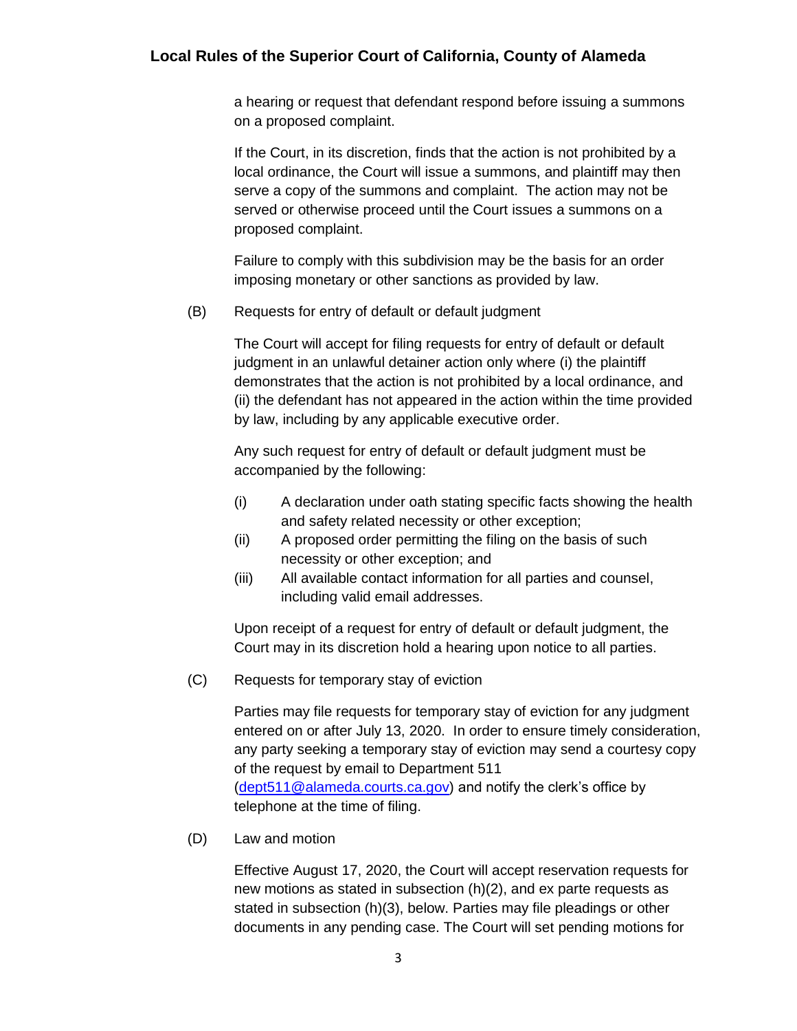a hearing or request that defendant respond before issuing a summons on a proposed complaint.

If the Court, in its discretion, finds that the action is not prohibited by a local ordinance, the Court will issue a summons, and plaintiff may then serve a copy of the summons and complaint. The action may not be served or otherwise proceed until the Court issues a summons on a proposed complaint.

Failure to comply with this subdivision may be the basis for an order imposing monetary or other sanctions as provided by law.

(B) Requests for entry of default or default judgment

The Court will accept for filing requests for entry of default or default judgment in an unlawful detainer action only where (i) the plaintiff demonstrates that the action is not prohibited by a local ordinance, and (ii) the defendant has not appeared in the action within the time provided by law, including by any applicable executive order.

Any such request for entry of default or default judgment must be accompanied by the following:

(i) A declaration under oath stating specific facts showing the health and safety related necessity or other exception;
(ii) A proposed order permitting the filing on the basis of such necessity or other exception; and
(iii) All available contact information for all parties and counsel, including valid email addresses.

Upon receipt of a request for entry of default or default judgment, the Court may in its discretion hold a hearing upon notice to all parties.

(C) Requests for temporary stay of eviction

Parties may file requests for temporary stay of eviction for any judgment entered on or after July 13, 2020. In order to ensure timely consideration, any party seeking a temporary stay of eviction may send a courtesy copy of the request by email to Department 511 (dept511@alameda.courts.ca.gov) and notify the clerk's office by telephone at the time of filing.

(D) Law and motion

Effective August 17, 2020, the Court will accept reservation requests for new motions as stated in subsection (h)(2), and ex parte requests as stated in subsection (h)(3), below. Parties may file pleadings or other documents in any pending case. The Court will set pending motions for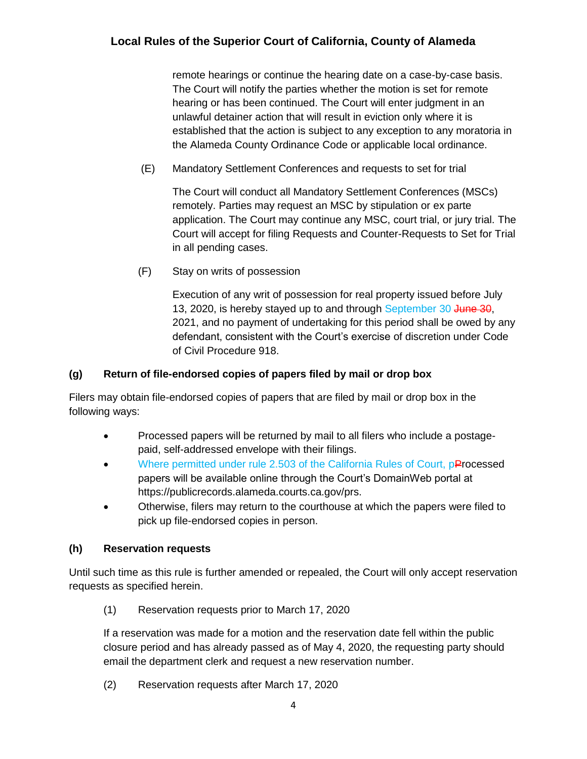remote hearings or continue the hearing date on a case-by-case basis. The Court will notify the parties whether the motion is set for remote hearing or has been continued. The Court will enter judgment in an unlawful detainer action that will result in eviction only where it is established that the action is subject to any exception to any moratoria in the Alameda County Ordinance Code or applicable local ordinance.

(E) Mandatory Settlement Conferences and requests to set for trial

The Court will conduct all Mandatory Settlement Conferences (MSCs) remotely. Parties may request an MSC by stipulation or ex parte application. The Court may continue any MSC, court trial, or jury trial. The Court will accept for filing Requests and Counter-Requests to Set for Trial in all pending cases.

(F) Stay on writs of possession

Execution of any writ of possession for real property issued before July 13, 2020, is hereby stayed up to and through September 30 ~~June 30~~, 2021, and no payment of undertaking for this period shall be owed by any defendant, consistent with the Court's exercise of discretion under Code of Civil Procedure 918.

**(g) Return of file-endorsed copies of papers filed by mail or drop box**

Filers may obtain file-endorsed copies of papers that are filed by mail or drop box in the following ways:

- Processed papers will be returned by mail to all filers who include a postage-paid, self-addressed envelope with their filings.
- Where permitted under rule 2.503 of the California Rules of Court, p~~P~~rocessed papers will be available online through the Court's DomainWeb portal at https://publicrecords.alameda.courts.ca.gov/prs.
- Otherwise, filers may return to the courthouse at which the papers were filed to pick up file-endorsed copies in person.

**(h) Reservation requests**

Until such time as this rule is further amended or repealed, the Court will only accept reservation requests as specified herein.

(1) Reservation requests prior to March 17, 2020

If a reservation was made for a motion and the reservation date fell within the public closure period and has already passed as of May 4, 2020, the requesting party should email the department clerk and request a new reservation number.

(2) Reservation requests after March 17, 2020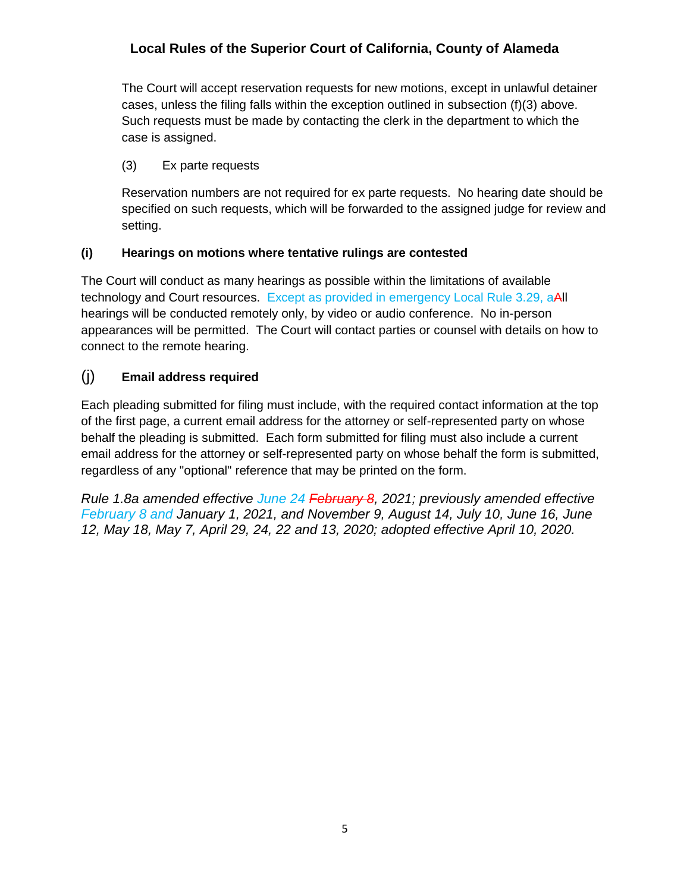The Court will accept reservation requests for new motions, except in unlawful detainer cases, unless the filing falls within the exception outlined in subsection (f)(3) above. Such requests must be made by contacting the clerk in the department to which the case is assigned.

(3) Ex parte requests

Reservation numbers are not required for ex parte requests. No hearing date should be specified on such requests, which will be forwarded to the assigned judge for review and setting.

**(i) Hearings on motions where tentative rulings are contested**

The Court will conduct as many hearings as possible within the limitations of available technology and Court resources. Except as provided in emergency Local Rule 3.29, a~~A~~ll hearings will be conducted remotely only, by video or audio conference. No in-person appearances will be permitted. The Court will contact parties or counsel with details on how to connect to the remote hearing.

**(j) Email address required**

Each pleading submitted for filing must include, with the required contact information at the top of the first page, a current email address for the attorney or self-represented party on whose behalf the pleading is submitted. Each form submitted for filing must also include a current email address for the attorney or self-represented party on whose behalf the form is submitted, regardless of any "optional" reference that may be printed on the form.

*Rule 1.8a amended effective June 24 ~~February 8~~, 2021; previously amended effective February 8 and January 1, 2021, and November 9, August 14, July 10, June 16, June 12, May 18, May 7, April 29, 24, 22 and 13, 2020; adopted effective April 10, 2020.*